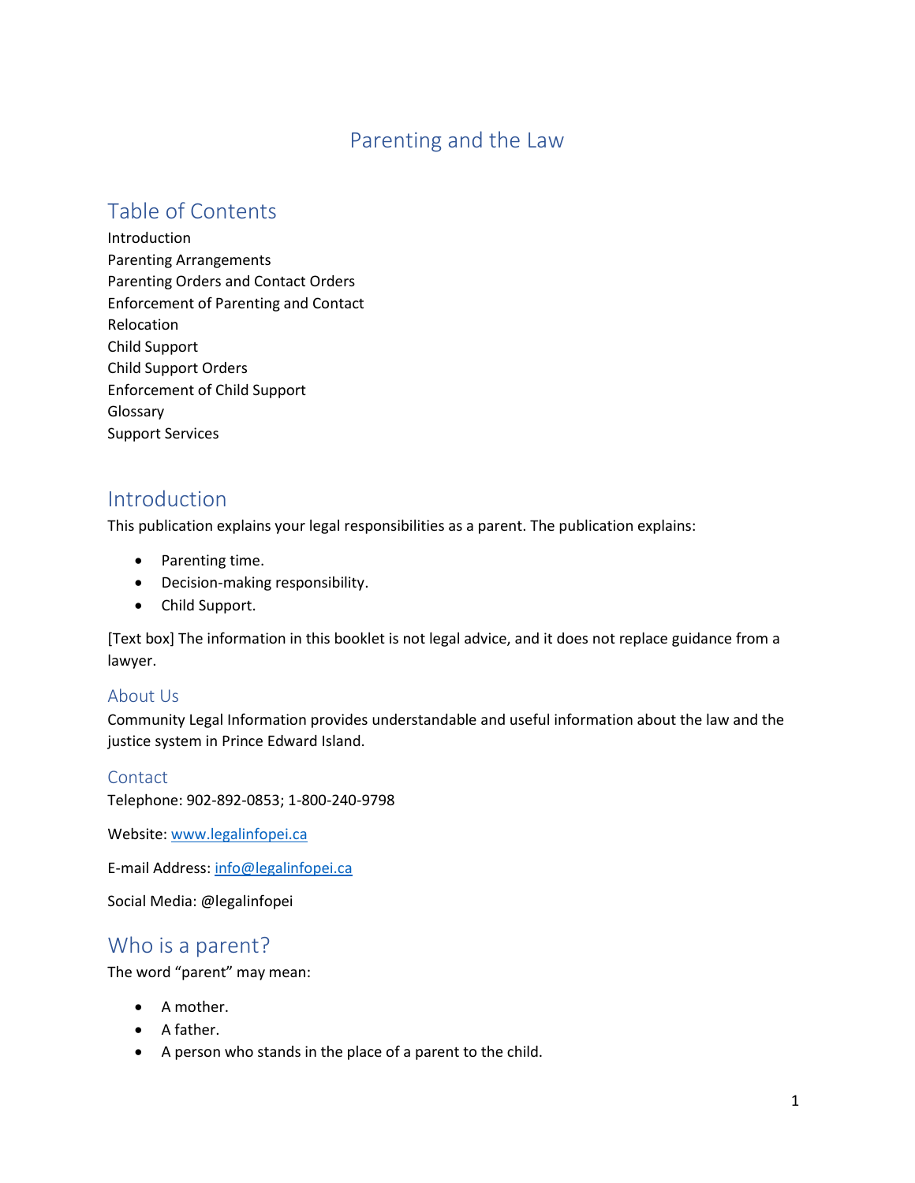# Parenting and the Law

## Table of Contents

Introduction
Parenting Arrangements
Parenting Orders and Contact Orders
Enforcement of Parenting and Contact
Relocation
Child Support
Child Support Orders
Enforcement of Child Support
Glossary
Support Services

## Introduction

This publication explains your legal responsibilities as a parent. The publication explains:

- Parenting time.
- Decision-making responsibility.
- Child Support.

[Text box] The information in this booklet is not legal advice, and it does not replace guidance from a lawyer.

### About Us

Community Legal Information provides understandable and useful information about the law and the justice system in Prince Edward Island.

### Contact

Telephone: 902-892-0853; 1-800-240-9798

Website: [www.legalinfopei.ca](http://www.legalinfopei.ca)

E-mail Address: [info@legalinfopei.ca](mailto:info@legalinfopei.ca)

Social Media: @legalinfopei

## Who is a parent?

The word "parent" may mean:

- A mother.
- A father.
- A person who stands in the place of a parent to the child.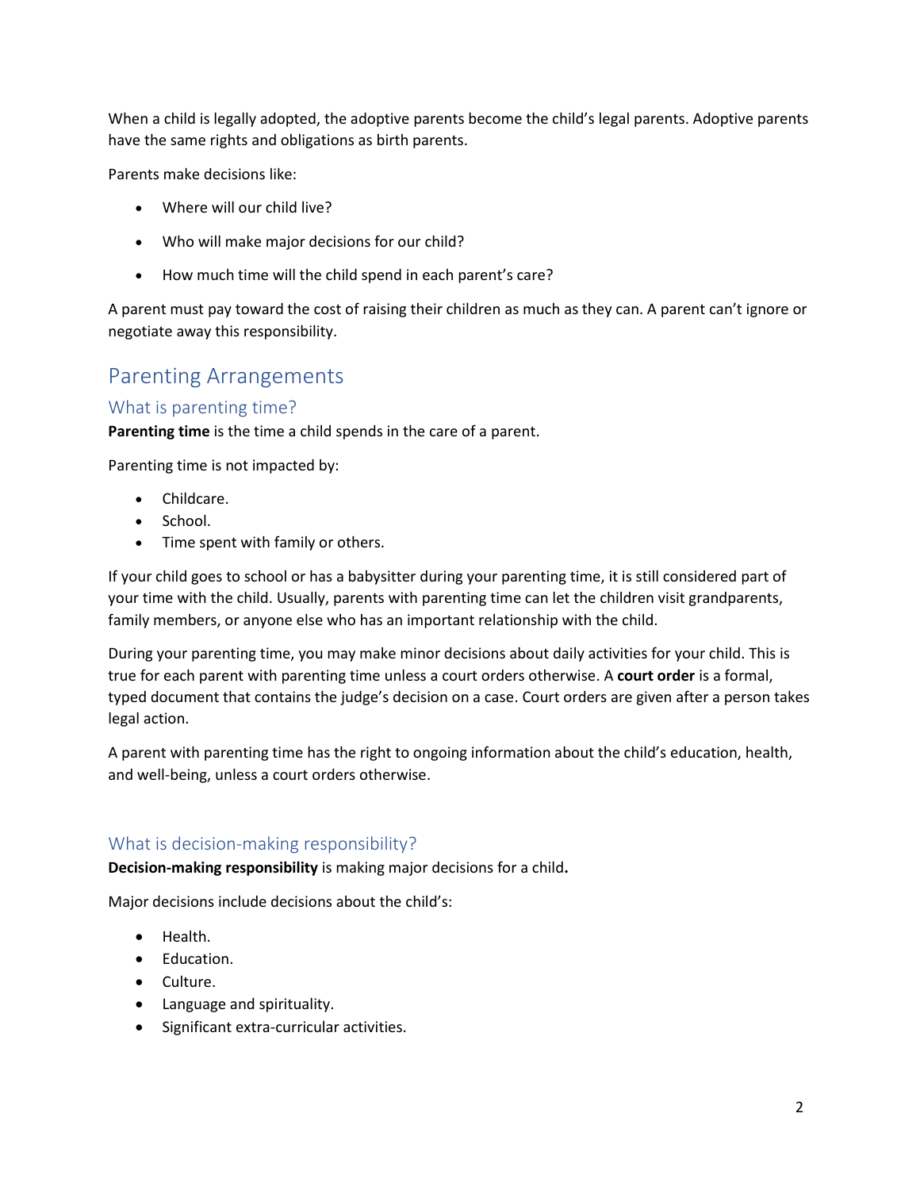When a child is legally adopted, the adoptive parents become the child's legal parents. Adoptive parents have the same rights and obligations as birth parents.

Parents make decisions like:

- Where will our child live?
- Who will make major decisions for our child?
- How much time will the child spend in each parent's care?

A parent must pay toward the cost of raising their children as much as they can. A parent can't ignore or negotiate away this responsibility.

## Parenting Arrangements

### What is parenting time?

**Parenting time** is the time a child spends in the care of a parent.

Parenting time is not impacted by:

- Childcare.
- School.
- Time spent with family or others.

If your child goes to school or has a babysitter during your parenting time, it is still considered part of your time with the child. Usually, parents with parenting time can let the children visit grandparents, family members, or anyone else who has an important relationship with the child.

During your parenting time, you may make minor decisions about daily activities for your child. This is true for each parent with parenting time unless a court orders otherwise. A **court order** is a formal, typed document that contains the judge's decision on a case. Court orders are given after a person takes legal action.

A parent with parenting time has the right to ongoing information about the child's education, health, and well-being, unless a court orders otherwise.

### What is decision-making responsibility?

**Decision-making responsibility** is making major decisions for a child**.**

Major decisions include decisions about the child's:

- Health.
- Education.
- Culture.
- Language and spirituality.
- Significant extra-curricular activities.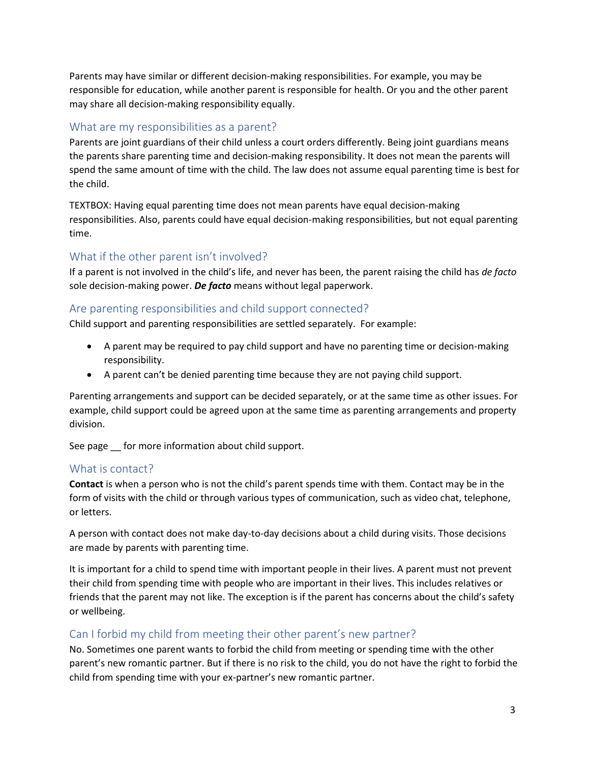Parents may have similar or different decision-making responsibilities. For example, you may be responsible for education, while another parent is responsible for health. Or you and the other parent may share all decision-making responsibility equally.

## What are my responsibilities as a parent?

Parents are joint guardians of their child unless a court orders differently. Being joint guardians means the parents share parenting time and decision-making responsibility. It does not mean the parents will spend the same amount of time with the child. The law does not assume equal parenting time is best for the child.

TEXTBOX: Having equal parenting time does not mean parents have equal decision-making responsibilities. Also, parents could have equal decision-making responsibilities, but not equal parenting time.

## What if the other parent isn't involved?

If a parent is not involved in the child's life, and never has been, the parent raising the child has *de facto* sole decision-making power. ***De facto*** means without legal paperwork.

## Are parenting responsibilities and child support connected?

Child support and parenting responsibilities are settled separately. For example:

- A parent may be required to pay child support and have no parenting time or decision-making responsibility.
- A parent can't be denied parenting time because they are not paying child support.

Parenting arrangements and support can be decided separately, or at the same time as other issues. For example, child support could be agreed upon at the same time as parenting arrangements and property division.

See page __ for more information about child support.

## What is contact?

**Contact** is when a person who is not the child's parent spends time with them. Contact may be in the form of visits with the child or through various types of communication, such as video chat, telephone, or letters.

A person with contact does not make day-to-day decisions about a child during visits. Those decisions are made by parents with parenting time.

It is important for a child to spend time with important people in their lives. A parent must not prevent their child from spending time with people who are important in their lives. This includes relatives or friends that the parent may not like. The exception is if the parent has concerns about the child's safety or wellbeing.

## Can I forbid my child from meeting their other parent's new partner?

No. Sometimes one parent wants to forbid the child from meeting or spending time with the other parent's new romantic partner. But if there is no risk to the child, you do not have the right to forbid the child from spending time with your ex-partner's new romantic partner.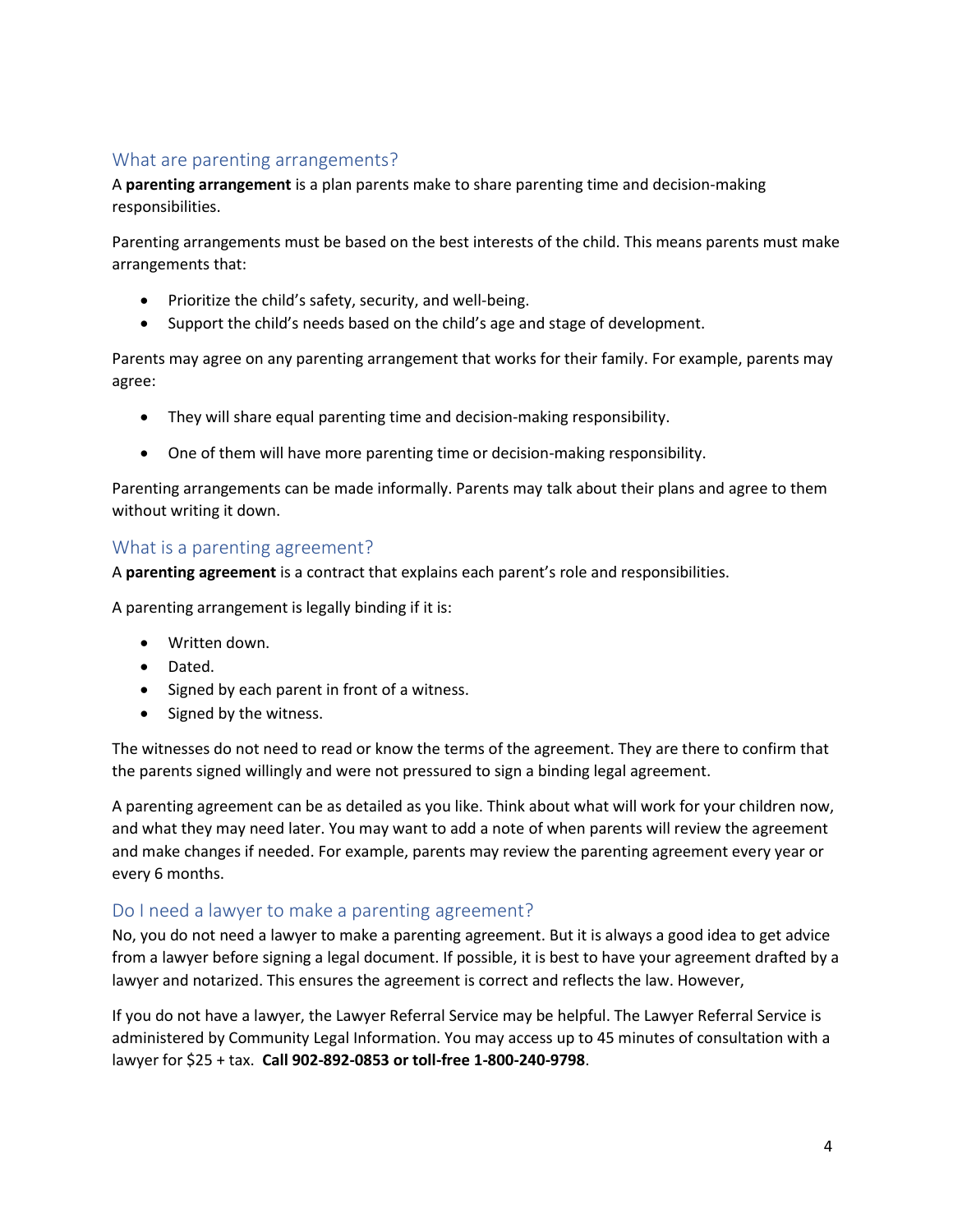## What are parenting arrangements?

A **parenting arrangement** is a plan parents make to share parenting time and decision-making responsibilities.

Parenting arrangements must be based on the best interests of the child. This means parents must make arrangements that:

- Prioritize the child's safety, security, and well-being.
- Support the child's needs based on the child's age and stage of development.

Parents may agree on any parenting arrangement that works for their family. For example, parents may agree:

- They will share equal parenting time and decision-making responsibility.
- One of them will have more parenting time or decision-making responsibility.

Parenting arrangements can be made informally. Parents may talk about their plans and agree to them without writing it down.

## What is a parenting agreement?

A **parenting agreement** is a contract that explains each parent's role and responsibilities.

A parenting arrangement is legally binding if it is:

- Written down.
- Dated.
- Signed by each parent in front of a witness.
- Signed by the witness.

The witnesses do not need to read or know the terms of the agreement. They are there to confirm that the parents signed willingly and were not pressured to sign a binding legal agreement.

A parenting agreement can be as detailed as you like. Think about what will work for your children now, and what they may need later. You may want to add a note of when parents will review the agreement and make changes if needed. For example, parents may review the parenting agreement every year or every 6 months.

## Do I need a lawyer to make a parenting agreement?

No, you do not need a lawyer to make a parenting agreement. But it is always a good idea to get advice from a lawyer before signing a legal document. If possible, it is best to have your agreement drafted by a lawyer and notarized. This ensures the agreement is correct and reflects the law. However,

If you do not have a lawyer, the Lawyer Referral Service may be helpful. The Lawyer Referral Service is administered by Community Legal Information. You may access up to 45 minutes of consultation with a lawyer for $25 + tax. **Call 902-892-0853 or toll-free 1-800-240-9798**.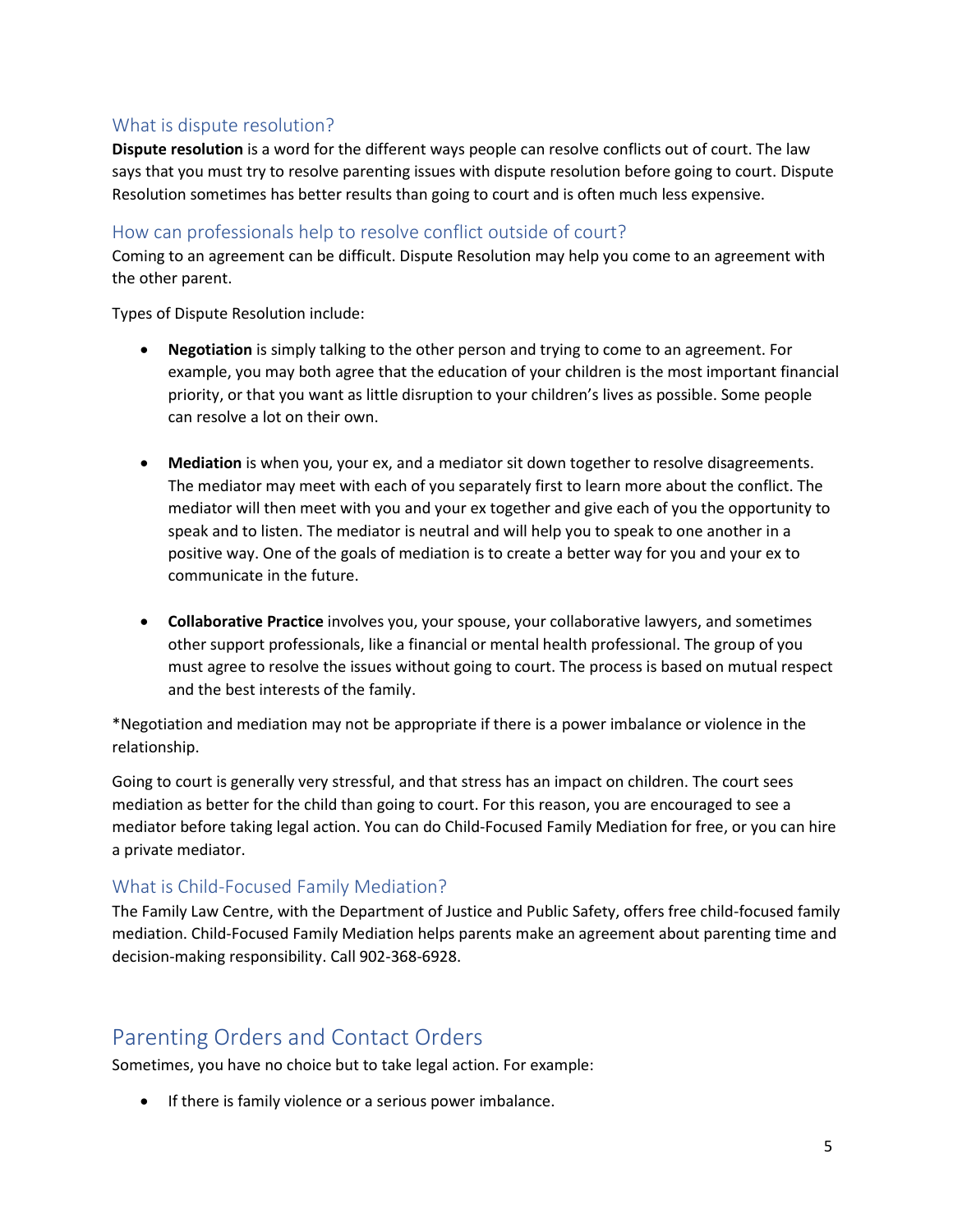### What is dispute resolution?

**Dispute resolution** is a word for the different ways people can resolve conflicts out of court. The law says that you must try to resolve parenting issues with dispute resolution before going to court. Dispute Resolution sometimes has better results than going to court and is often much less expensive.

### How can professionals help to resolve conflict outside of court?

Coming to an agreement can be difficult. Dispute Resolution may help you come to an agreement with the other parent.

Types of Dispute Resolution include:

- **Negotiation** is simply talking to the other person and trying to come to an agreement. For example, you may both agree that the education of your children is the most important financial priority, or that you want as little disruption to your children's lives as possible. Some people can resolve a lot on their own.

- **Mediation** is when you, your ex, and a mediator sit down together to resolve disagreements. The mediator may meet with each of you separately first to learn more about the conflict. The mediator will then meet with you and your ex together and give each of you the opportunity to speak and to listen. The mediator is neutral and will help you to speak to one another in a positive way. One of the goals of mediation is to create a better way for you and your ex to communicate in the future.

- **Collaborative Practice** involves you, your spouse, your collaborative lawyers, and sometimes other support professionals, like a financial or mental health professional. The group of you must agree to resolve the issues without going to court. The process is based on mutual respect and the best interests of the family.

*Negotiation and mediation may not be appropriate if there is a power imbalance or violence in the relationship.

Going to court is generally very stressful, and that stress has an impact on children. The court sees mediation as better for the child than going to court. For this reason, you are encouraged to see a mediator before taking legal action. You can do Child-Focused Family Mediation for free, or you can hire a private mediator.

### What is Child-Focused Family Mediation?

The Family Law Centre, with the Department of Justice and Public Safety, offers free child-focused family mediation. Child-Focused Family Mediation helps parents make an agreement about parenting time and decision-making responsibility. Call 902-368-6928.

## Parenting Orders and Contact Orders

Sometimes, you have no choice but to take legal action. For example:

- If there is family violence or a serious power imbalance.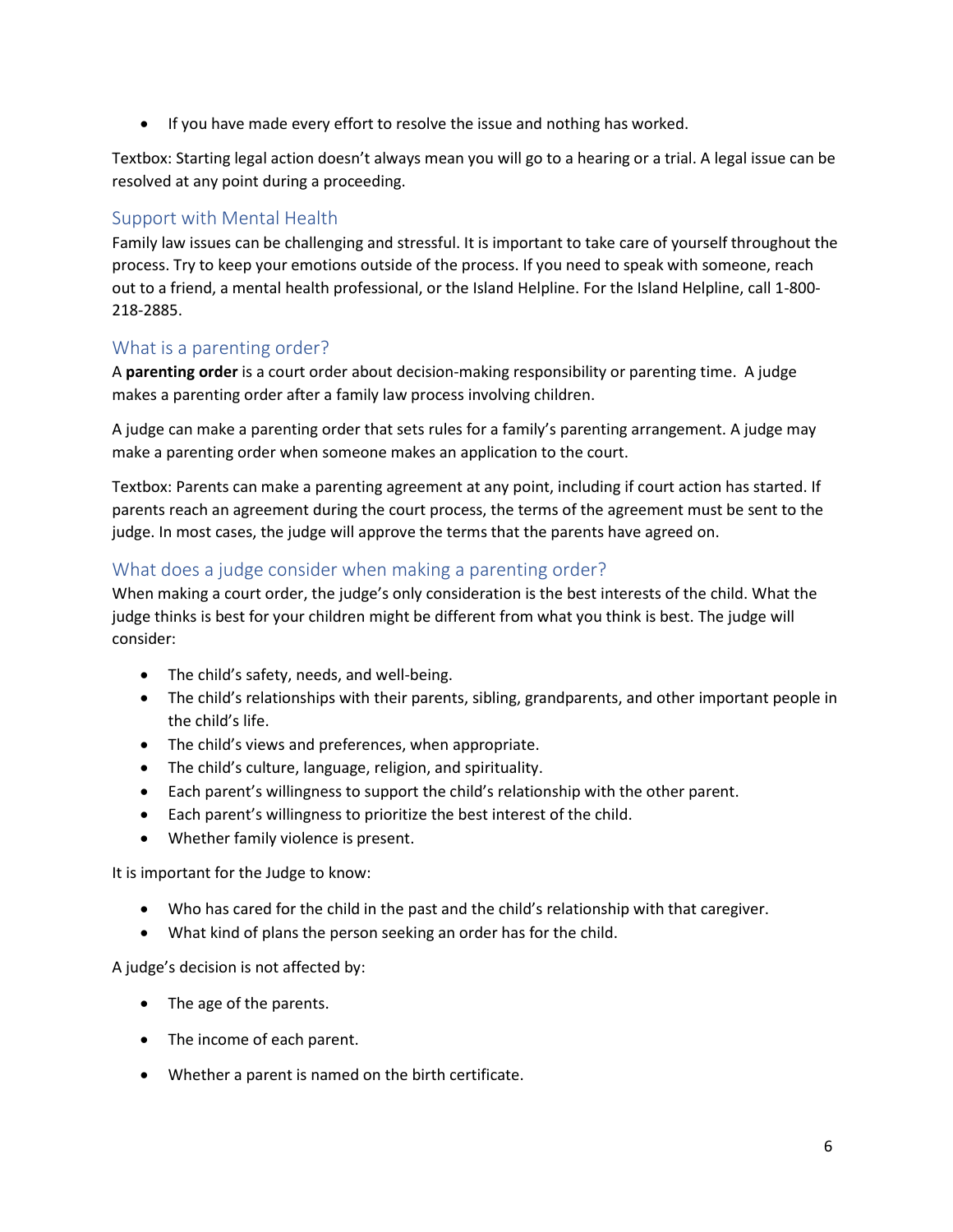- If you have made every effort to resolve the issue and nothing has worked.

Textbox: Starting legal action doesn't always mean you will go to a hearing or a trial. A legal issue can be resolved at any point during a proceeding.

## Support with Mental Health

Family law issues can be challenging and stressful. It is important to take care of yourself throughout the process. Try to keep your emotions outside of the process. If you need to speak with someone, reach out to a friend, a mental health professional, or the Island Helpline. For the Island Helpline, call 1-800-218-2885.

## What is a parenting order?

A **parenting order** is a court order about decision-making responsibility or parenting time. A judge makes a parenting order after a family law process involving children.

A judge can make a parenting order that sets rules for a family's parenting arrangement. A judge may make a parenting order when someone makes an application to the court.

Textbox: Parents can make a parenting agreement at any point, including if court action has started. If parents reach an agreement during the court process, the terms of the agreement must be sent to the judge. In most cases, the judge will approve the terms that the parents have agreed on.

## What does a judge consider when making a parenting order?

When making a court order, the judge's only consideration is the best interests of the child. What the judge thinks is best for your children might be different from what you think is best. The judge will consider:

- The child's safety, needs, and well-being.
- The child's relationships with their parents, sibling, grandparents, and other important people in the child's life.
- The child's views and preferences, when appropriate.
- The child's culture, language, religion, and spirituality.
- Each parent's willingness to support the child's relationship with the other parent.
- Each parent's willingness to prioritize the best interest of the child.
- Whether family violence is present.

It is important for the Judge to know:

- Who has cared for the child in the past and the child's relationship with that caregiver.
- What kind of plans the person seeking an order has for the child.

A judge's decision is not affected by:

- The age of the parents.
- The income of each parent.
- Whether a parent is named on the birth certificate.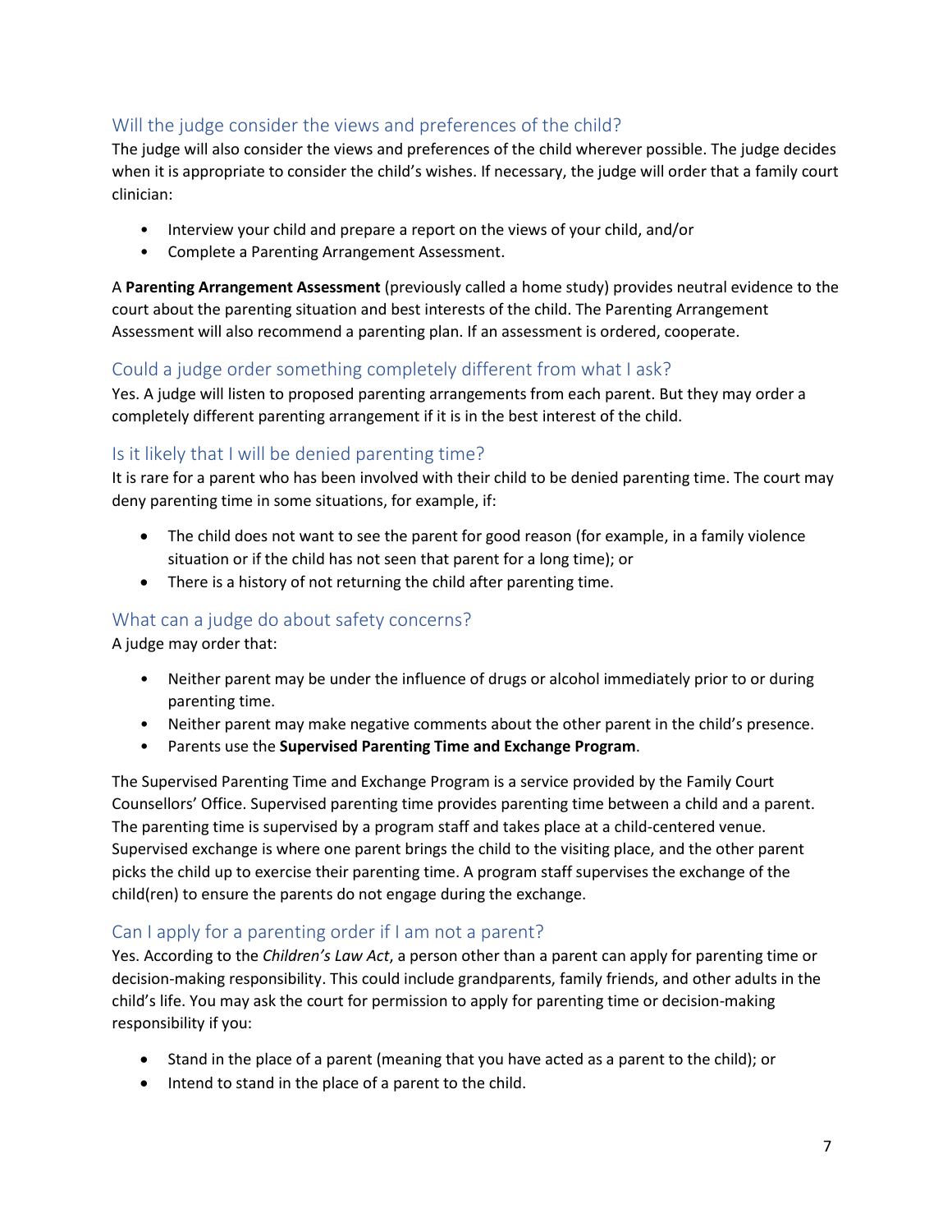## Will the judge consider the views and preferences of the child?

The judge will also consider the views and preferences of the child wherever possible. The judge decides when it is appropriate to consider the child's wishes. If necessary, the judge will order that a family court clinician:

- Interview your child and prepare a report on the views of your child, and/or
- Complete a Parenting Arrangement Assessment.

A **Parenting Arrangement Assessment** (previously called a home study) provides neutral evidence to the court about the parenting situation and best interests of the child. The Parenting Arrangement Assessment will also recommend a parenting plan. If an assessment is ordered, cooperate.

## Could a judge order something completely different from what I ask?

Yes. A judge will listen to proposed parenting arrangements from each parent. But they may order a completely different parenting arrangement if it is in the best interest of the child.

## Is it likely that I will be denied parenting time?

It is rare for a parent who has been involved with their child to be denied parenting time. The court may deny parenting time in some situations, for example, if:

- The child does not want to see the parent for good reason (for example, in a family violence situation or if the child has not seen that parent for a long time); or
- There is a history of not returning the child after parenting time.

## What can a judge do about safety concerns?

A judge may order that:

- Neither parent may be under the influence of drugs or alcohol immediately prior to or during parenting time.
- Neither parent may make negative comments about the other parent in the child's presence.
- Parents use the **Supervised Parenting Time and Exchange Program**.

The Supervised Parenting Time and Exchange Program is a service provided by the Family Court Counsellors' Office. Supervised parenting time provides parenting time between a child and a parent. The parenting time is supervised by a program staff and takes place at a child-centered venue. Supervised exchange is where one parent brings the child to the visiting place, and the other parent picks the child up to exercise their parenting time. A program staff supervises the exchange of the child(ren) to ensure the parents do not engage during the exchange.

## Can I apply for a parenting order if I am not a parent?

Yes. According to the *Children's Law Act*, a person other than a parent can apply for parenting time or decision-making responsibility. This could include grandparents, family friends, and other adults in the child's life. You may ask the court for permission to apply for parenting time or decision-making responsibility if you:

- Stand in the place of a parent (meaning that you have acted as a parent to the child); or
- Intend to stand in the place of a parent to the child.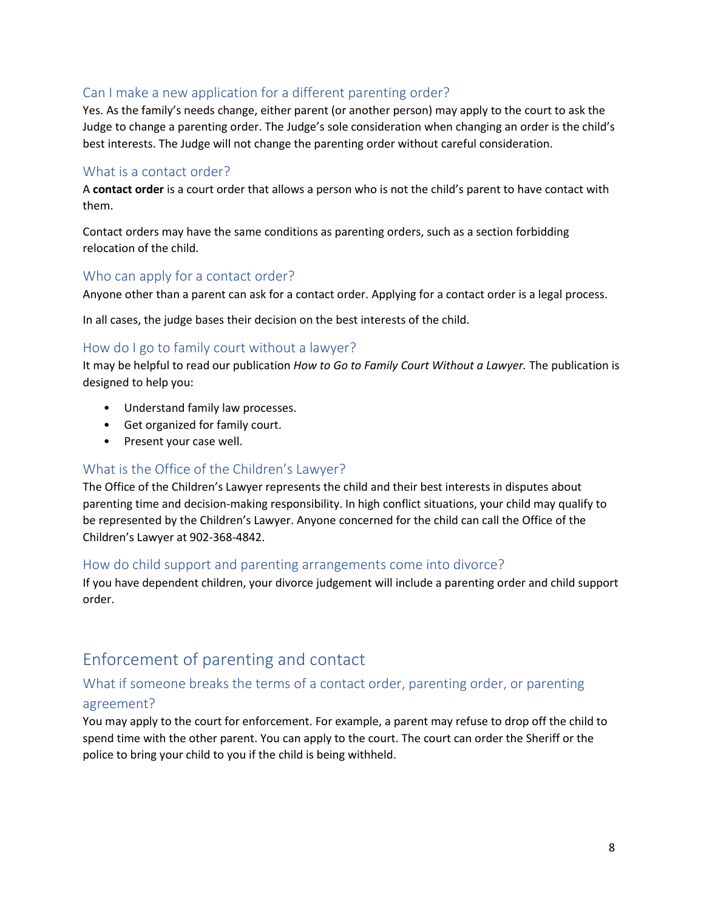### Can I make a new application for a different parenting order?

Yes. As the family's needs change, either parent (or another person) may apply to the court to ask the Judge to change a parenting order. The Judge's sole consideration when changing an order is the child's best interests. The Judge will not change the parenting order without careful consideration.

### What is a contact order?

A **contact order** is a court order that allows a person who is not the child's parent to have contact with them.

Contact orders may have the same conditions as parenting orders, such as a section forbidding relocation of the child.

### Who can apply for a contact order?

Anyone other than a parent can ask for a contact order. Applying for a contact order is a legal process.

In all cases, the judge bases their decision on the best interests of the child.

### How do I go to family court without a lawyer?

It may be helpful to read our publication *How to Go to Family Court Without a Lawyer.* The publication is designed to help you:

- Understand family law processes.
- Get organized for family court.
- Present your case well.

### What is the Office of the Children's Lawyer?

The Office of the Children's Lawyer represents the child and their best interests in disputes about parenting time and decision-making responsibility. In high conflict situations, your child may qualify to be represented by the Children's Lawyer. Anyone concerned for the child can call the Office of the Children's Lawyer at 902-368-4842.

### How do child support and parenting arrangements come into divorce?

If you have dependent children, your divorce judgement will include a parenting order and child support order.

## Enforcement of parenting and contact

### What if someone breaks the terms of a contact order, parenting order, or parenting agreement?

You may apply to the court for enforcement. For example, a parent may refuse to drop off the child to spend time with the other parent. You can apply to the court. The court can order the Sheriff or the police to bring your child to you if the child is being withheld.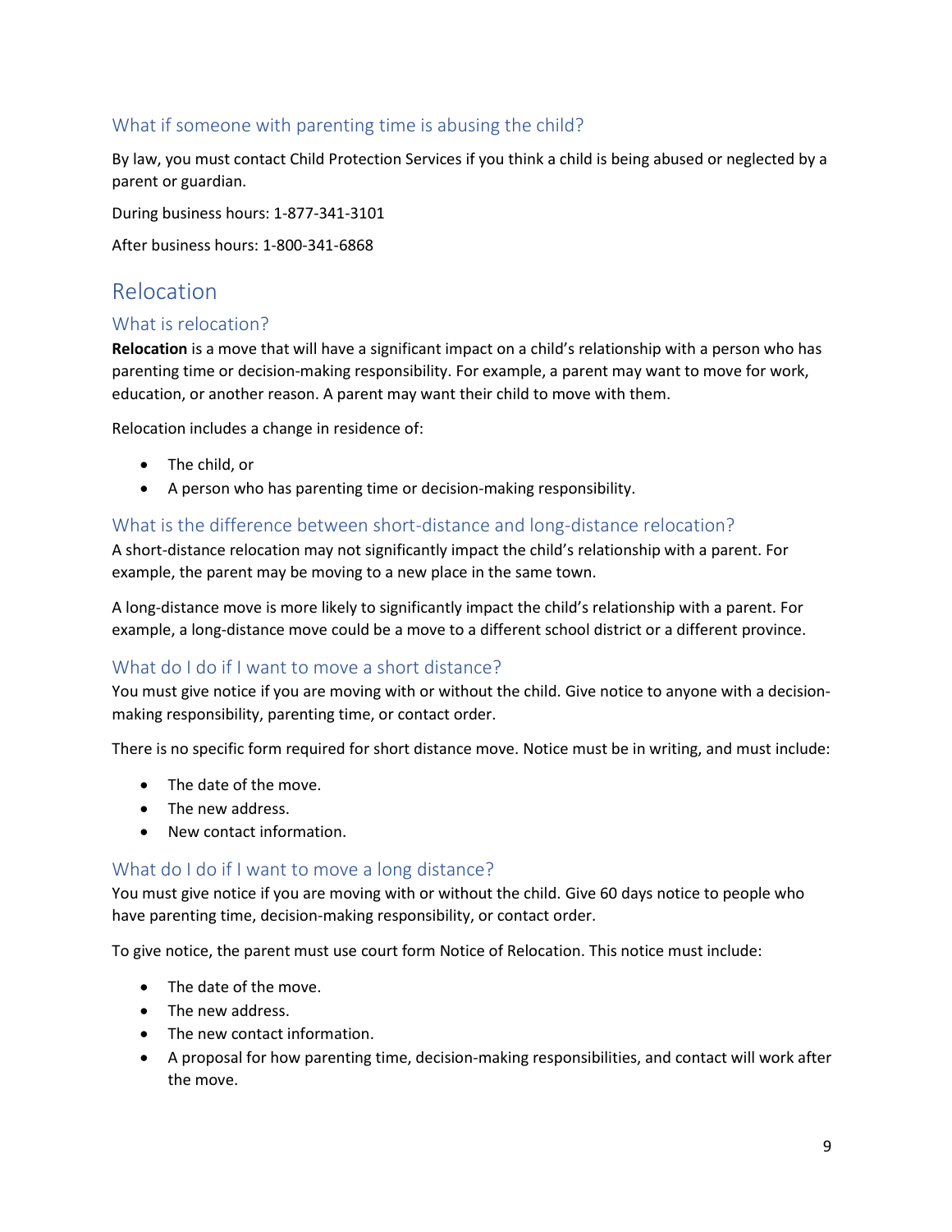### What if someone with parenting time is abusing the child?

By law, you must contact Child Protection Services if you think a child is being abused or neglected by a parent or guardian.

During business hours: 1-877-341-3101

After business hours: 1-800-341-6868

## Relocation

### What is relocation?

**Relocation** is a move that will have a significant impact on a child's relationship with a person who has parenting time or decision-making responsibility. For example, a parent may want to move for work, education, or another reason. A parent may want their child to move with them.

Relocation includes a change in residence of:

- The child, or
- A person who has parenting time or decision-making responsibility.

### What is the difference between short-distance and long-distance relocation?

A short-distance relocation may not significantly impact the child's relationship with a parent. For example, the parent may be moving to a new place in the same town.

A long-distance move is more likely to significantly impact the child's relationship with a parent. For example, a long-distance move could be a move to a different school district or a different province.

### What do I do if I want to move a short distance?

You must give notice if you are moving with or without the child. Give notice to anyone with a decision-making responsibility, parenting time, or contact order.

There is no specific form required for short distance move. Notice must be in writing, and must include:

- The date of the move.
- The new address.
- New contact information.

### What do I do if I want to move a long distance?

You must give notice if you are moving with or without the child. Give 60 days notice to people who have parenting time, decision-making responsibility, or contact order.

To give notice, the parent must use court form Notice of Relocation. This notice must include:

- The date of the move.
- The new address.
- The new contact information.
- A proposal for how parenting time, decision-making responsibilities, and contact will work after the move.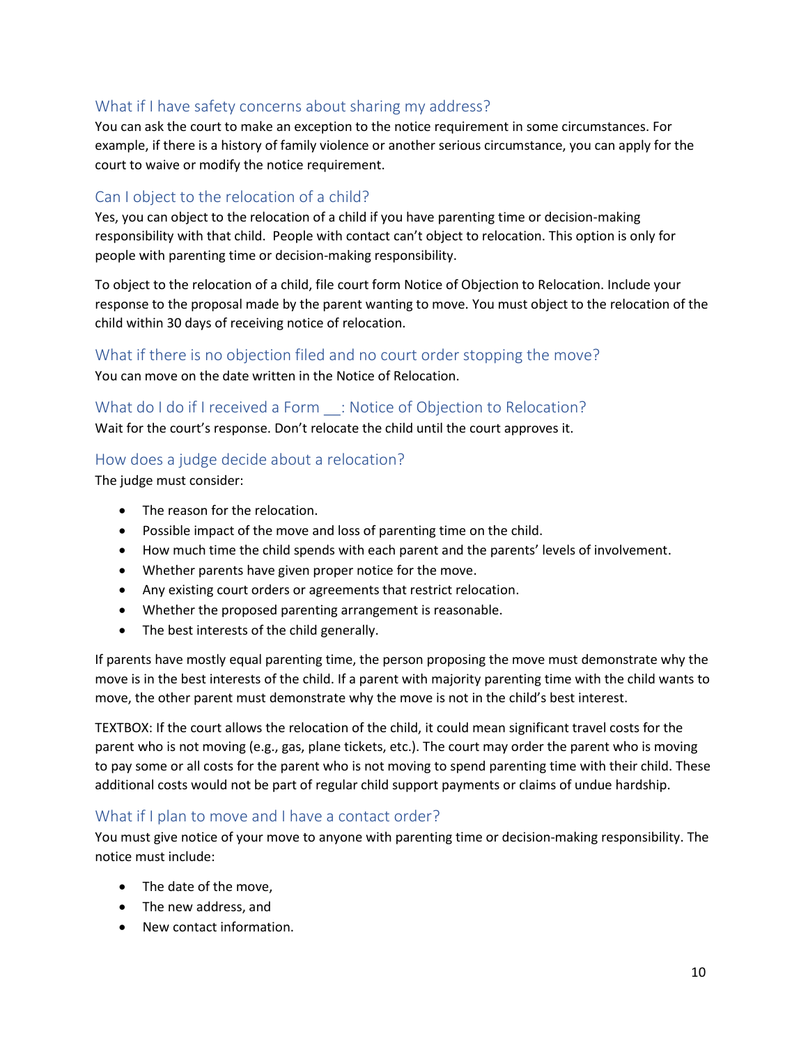### What if I have safety concerns about sharing my address?

You can ask the court to make an exception to the notice requirement in some circumstances. For example, if there is a history of family violence or another serious circumstance, you can apply for the court to waive or modify the notice requirement.

### Can I object to the relocation of a child?

Yes, you can object to the relocation of a child if you have parenting time or decision-making responsibility with that child. People with contact can't object to relocation. This option is only for people with parenting time or decision-making responsibility.

To object to the relocation of a child, file court form Notice of Objection to Relocation. Include your response to the proposal made by the parent wanting to move. You must object to the relocation of the child within 30 days of receiving notice of relocation.

### What if there is no objection filed and no court order stopping the move?

You can move on the date written in the Notice of Relocation.

### What do I do if I received a Form __: Notice of Objection to Relocation?

Wait for the court's response. Don't relocate the child until the court approves it.

### How does a judge decide about a relocation?

The judge must consider:

- The reason for the relocation.
- Possible impact of the move and loss of parenting time on the child.
- How much time the child spends with each parent and the parents' levels of involvement.
- Whether parents have given proper notice for the move.
- Any existing court orders or agreements that restrict relocation.
- Whether the proposed parenting arrangement is reasonable.
- The best interests of the child generally.

If parents have mostly equal parenting time, the person proposing the move must demonstrate why the move is in the best interests of the child. If a parent with majority parenting time with the child wants to move, the other parent must demonstrate why the move is not in the child's best interest.

TEXTBOX: If the court allows the relocation of the child, it could mean significant travel costs for the parent who is not moving (e.g., gas, plane tickets, etc.). The court may order the parent who is moving to pay some or all costs for the parent who is not moving to spend parenting time with their child. These additional costs would not be part of regular child support payments or claims of undue hardship.

### What if I plan to move and I have a contact order?

You must give notice of your move to anyone with parenting time or decision-making responsibility. The notice must include:

- The date of the move,
- The new address, and
- New contact information.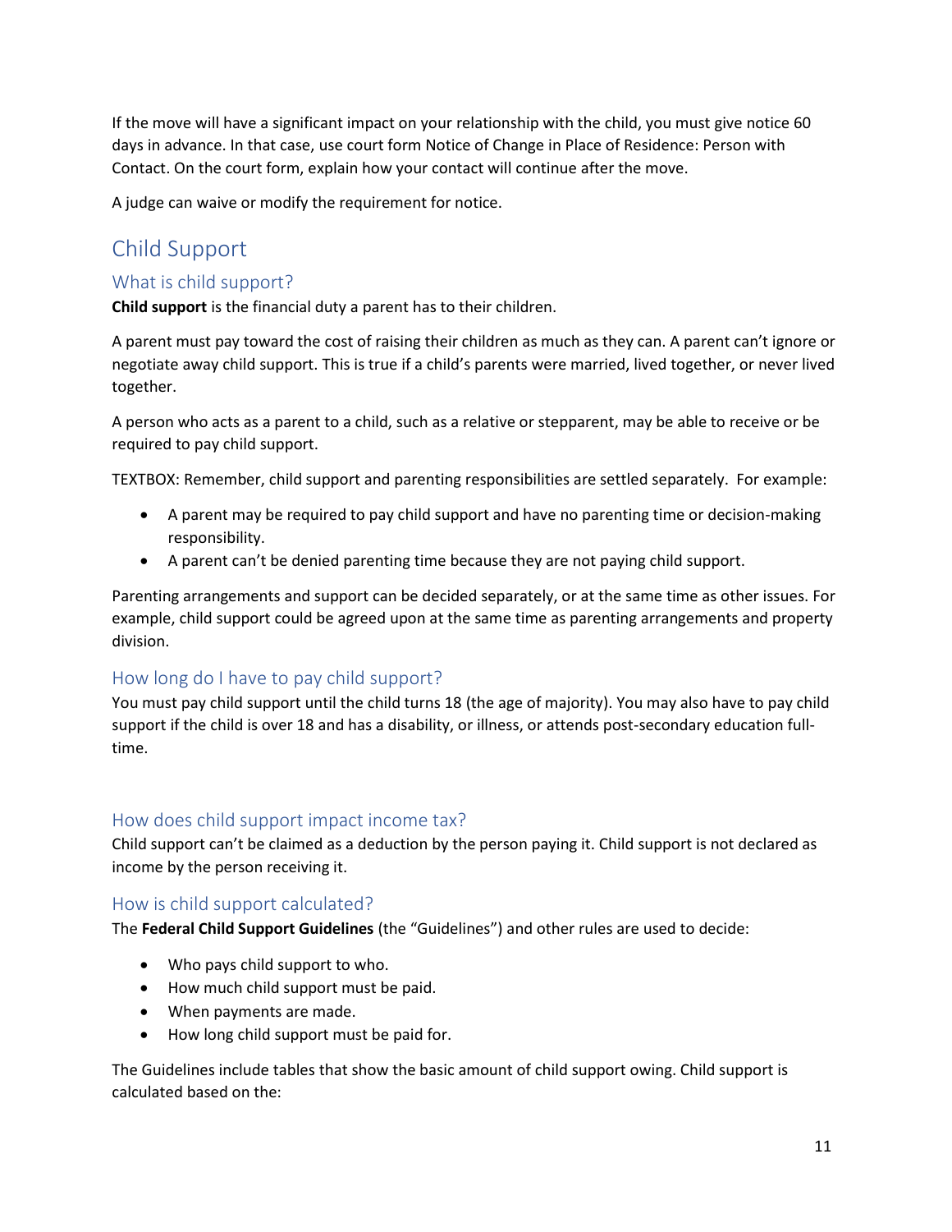If the move will have a significant impact on your relationship with the child, you must give notice 60 days in advance. In that case, use court form Notice of Change in Place of Residence: Person with Contact. On the court form, explain how your contact will continue after the move.

A judge can waive or modify the requirement for notice.

## Child Support

### What is child support?

**Child support** is the financial duty a parent has to their children.

A parent must pay toward the cost of raising their children as much as they can. A parent can't ignore or negotiate away child support. This is true if a child's parents were married, lived together, or never lived together.

A person who acts as a parent to a child, such as a relative or stepparent, may be able to receive or be required to pay child support.

TEXTBOX: Remember, child support and parenting responsibilities are settled separately. For example:

- A parent may be required to pay child support and have no parenting time or decision-making responsibility.
- A parent can't be denied parenting time because they are not paying child support.

Parenting arrangements and support can be decided separately, or at the same time as other issues. For example, child support could be agreed upon at the same time as parenting arrangements and property division.

### How long do I have to pay child support?

You must pay child support until the child turns 18 (the age of majority). You may also have to pay child support if the child is over 18 and has a disability, or illness, or attends post-secondary education full-time.

### How does child support impact income tax?

Child support can't be claimed as a deduction by the person paying it. Child support is not declared as income by the person receiving it.

### How is child support calculated?

The **Federal Child Support Guidelines** (the "Guidelines") and other rules are used to decide:

- Who pays child support to who.
- How much child support must be paid.
- When payments are made.
- How long child support must be paid for.

The Guidelines include tables that show the basic amount of child support owing. Child support is calculated based on the: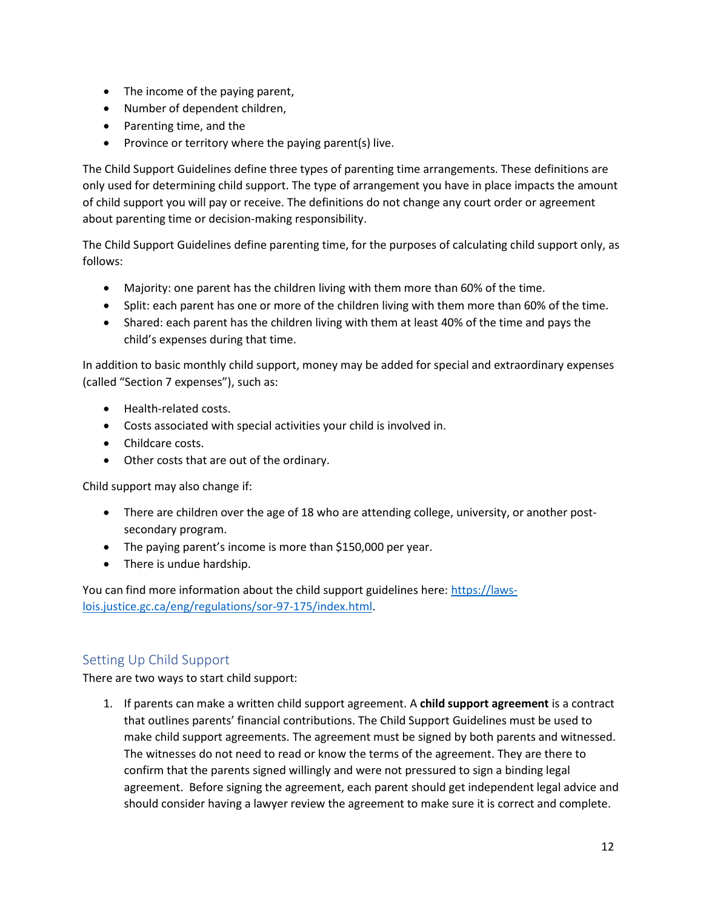- The income of the paying parent,
- Number of dependent children,
- Parenting time, and the
- Province or territory where the paying parent(s) live.

The Child Support Guidelines define three types of parenting time arrangements. These definitions are only used for determining child support. The type of arrangement you have in place impacts the amount of child support you will pay or receive. The definitions do not change any court order or agreement about parenting time or decision-making responsibility.

The Child Support Guidelines define parenting time, for the purposes of calculating child support only, as follows:

- Majority: one parent has the children living with them more than 60% of the time.
- Split: each parent has one or more of the children living with them more than 60% of the time.
- Shared: each parent has the children living with them at least 40% of the time and pays the child's expenses during that time.

In addition to basic monthly child support, money may be added for special and extraordinary expenses (called "Section 7 expenses"), such as:

- Health-related costs.
- Costs associated with special activities your child is involved in.
- Childcare costs.
- Other costs that are out of the ordinary.

Child support may also change if:

- There are children over the age of 18 who are attending college, university, or another post-secondary program.
- The paying parent's income is more than $150,000 per year.
- There is undue hardship.

You can find more information about the child support guidelines here: [https://laws-lois.justice.gc.ca/eng/regulations/sor-97-175/index.html](https://laws-lois.justice.gc.ca/eng/regulations/sor-97-175/index.html).

## Setting Up Child Support

There are two ways to start child support:

1. If parents can make a written child support agreement. A **child support agreement** is a contract that outlines parents' financial contributions. The Child Support Guidelines must be used to make child support agreements. The agreement must be signed by both parents and witnessed. The witnesses do not need to read or know the terms of the agreement. They are there to confirm that the parents signed willingly and were not pressured to sign a binding legal agreement. Before signing the agreement, each parent should get independent legal advice and should consider having a lawyer review the agreement to make sure it is correct and complete.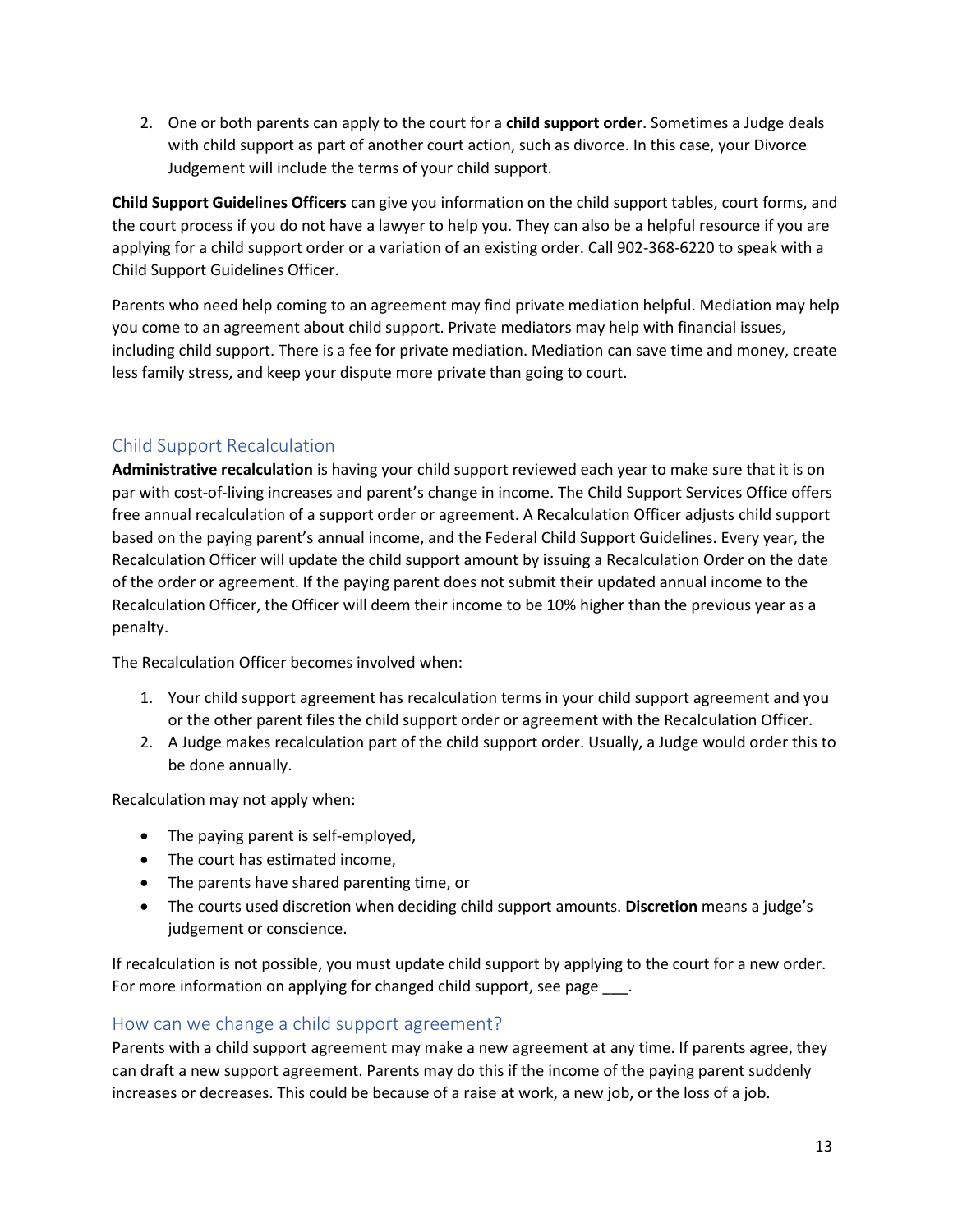2. One or both parents can apply to the court for a **child support order**. Sometimes a Judge deals with child support as part of another court action, such as divorce. In this case, your Divorce Judgement will include the terms of your child support.

**Child Support Guidelines Officers** can give you information on the child support tables, court forms, and the court process if you do not have a lawyer to help you. They can also be a helpful resource if you are applying for a child support order or a variation of an existing order. Call 902-368-6220 to speak with a Child Support Guidelines Officer.

Parents who need help coming to an agreement may find private mediation helpful. Mediation may help you come to an agreement about child support. Private mediators may help with financial issues, including child support. There is a fee for private mediation. Mediation can save time and money, create less family stress, and keep your dispute more private than going to court.

## Child Support Recalculation

**Administrative recalculation** is having your child support reviewed each year to make sure that it is on par with cost-of-living increases and parent's change in income. The Child Support Services Office offers free annual recalculation of a support order or agreement. A Recalculation Officer adjusts child support based on the paying parent's annual income, and the Federal Child Support Guidelines. Every year, the Recalculation Officer will update the child support amount by issuing a Recalculation Order on the date of the order or agreement. If the paying parent does not submit their updated annual income to the Recalculation Officer, the Officer will deem their income to be 10% higher than the previous year as a penalty.

The Recalculation Officer becomes involved when:

1. Your child support agreement has recalculation terms in your child support agreement and you or the other parent files the child support order or agreement with the Recalculation Officer.
2. A Judge makes recalculation part of the child support order. Usually, a Judge would order this to be done annually.

Recalculation may not apply when:

- The paying parent is self-employed,
- The court has estimated income,
- The parents have shared parenting time, or
- The courts used discretion when deciding child support amounts. **Discretion** means a judge's judgement or conscience.

If recalculation is not possible, you must update child support by applying to the court for a new order. For more information on applying for changed child support, see page ___.

## How can we change a child support agreement?

Parents with a child support agreement may make a new agreement at any time. If parents agree, they can draft a new support agreement. Parents may do this if the income of the paying parent suddenly increases or decreases. This could be because of a raise at work, a new job, or the loss of a job.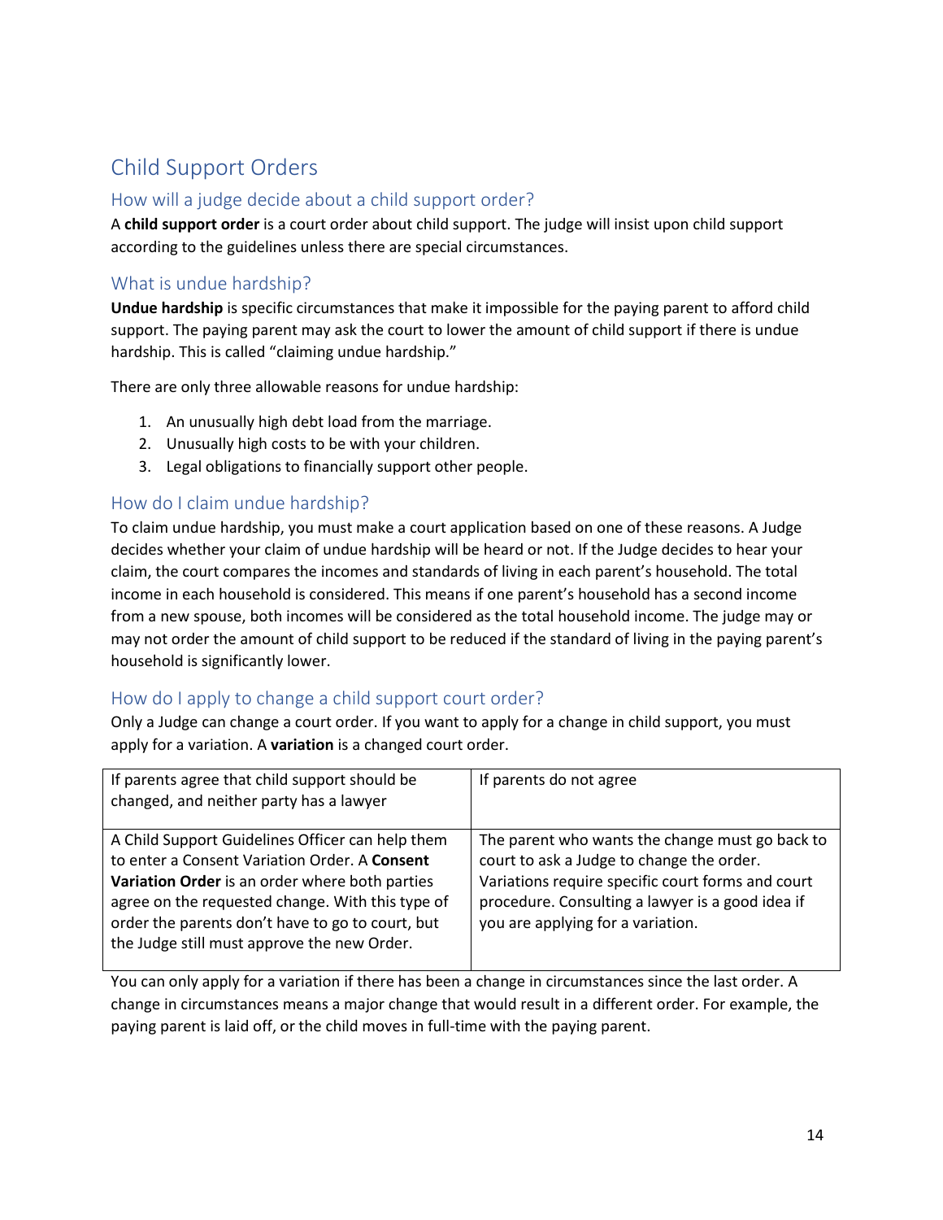# Child Support Orders

## How will a judge decide about a child support order?

A **child support order** is a court order about child support. The judge will insist upon child support according to the guidelines unless there are special circumstances.

## What is undue hardship?

**Undue hardship** is specific circumstances that make it impossible for the paying parent to afford child support. The paying parent may ask the court to lower the amount of child support if there is undue hardship. This is called "claiming undue hardship."

There are only three allowable reasons for undue hardship:

1. An unusually high debt load from the marriage.
2. Unusually high costs to be with your children.
3. Legal obligations to financially support other people.

## How do I claim undue hardship?

To claim undue hardship, you must make a court application based on one of these reasons. A Judge decides whether your claim of undue hardship will be heard or not. If the Judge decides to hear your claim, the court compares the incomes and standards of living in each parent's household. The total income in each household is considered. This means if one parent's household has a second income from a new spouse, both incomes will be considered as the total household income. The judge may or may not order the amount of child support to be reduced if the standard of living in the paying parent's household is significantly lower.

## How do I apply to change a child support court order?

Only a Judge can change a court order. If you want to apply for a change in child support, you must apply for a variation. A **variation** is a changed court order.

| If parents agree that child support should be changed, and neither party has a lawyer | If parents do not agree |
|---|---|
| A Child Support Guidelines Officer can help them to enter a Consent Variation Order. A **Consent Variation Order** is an order where both parties agree on the requested change. With this type of order the parents don't have to go to court, but the Judge still must approve the new Order. | The parent who wants the change must go back to court to ask a Judge to change the order. Variations require specific court forms and court procedure. Consulting a lawyer is a good idea if you are applying for a variation. |

You can only apply for a variation if there has been a change in circumstances since the last order. A change in circumstances means a major change that would result in a different order. For example, the paying parent is laid off, or the child moves in full-time with the paying parent.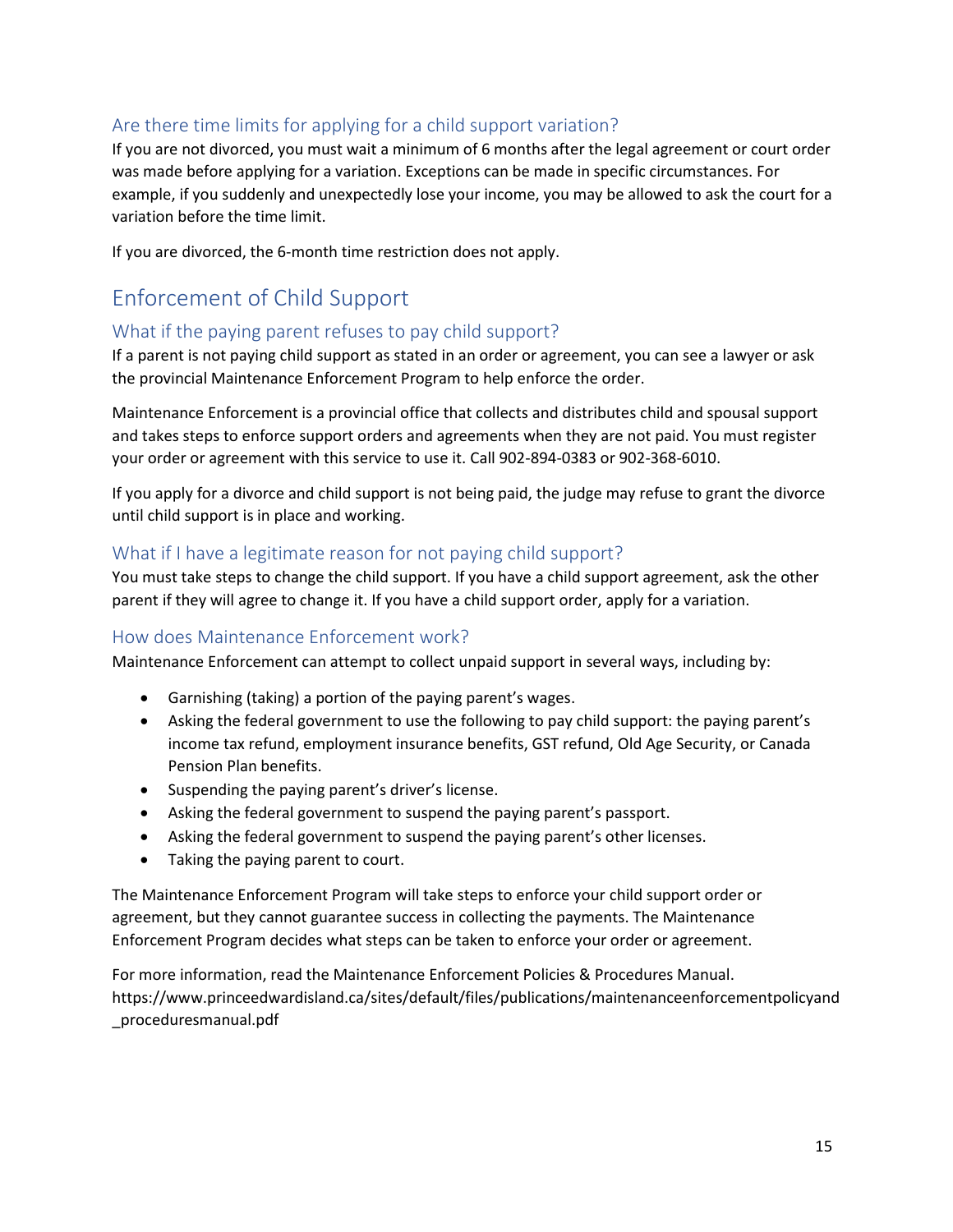### Are there time limits for applying for a child support variation?

If you are not divorced, you must wait a minimum of 6 months after the legal agreement or court order was made before applying for a variation. Exceptions can be made in specific circumstances. For example, if you suddenly and unexpectedly lose your income, you may be allowed to ask the court for a variation before the time limit.

If you are divorced, the 6-month time restriction does not apply.

## Enforcement of Child Support

### What if the paying parent refuses to pay child support?

If a parent is not paying child support as stated in an order or agreement, you can see a lawyer or ask the provincial Maintenance Enforcement Program to help enforce the order.

Maintenance Enforcement is a provincial office that collects and distributes child and spousal support and takes steps to enforce support orders and agreements when they are not paid. You must register your order or agreement with this service to use it. Call 902-894-0383 or 902-368-6010.

If you apply for a divorce and child support is not being paid, the judge may refuse to grant the divorce until child support is in place and working.

### What if I have a legitimate reason for not paying child support?

You must take steps to change the child support. If you have a child support agreement, ask the other parent if they will agree to change it. If you have a child support order, apply for a variation.

### How does Maintenance Enforcement work?

Maintenance Enforcement can attempt to collect unpaid support in several ways, including by:

- Garnishing (taking) a portion of the paying parent's wages.
- Asking the federal government to use the following to pay child support: the paying parent's income tax refund, employment insurance benefits, GST refund, Old Age Security, or Canada Pension Plan benefits.
- Suspending the paying parent's driver's license.
- Asking the federal government to suspend the paying parent's passport.
- Asking the federal government to suspend the paying parent's other licenses.
- Taking the paying parent to court.

The Maintenance Enforcement Program will take steps to enforce your child support order or agreement, but they cannot guarantee success in collecting the payments. The Maintenance Enforcement Program decides what steps can be taken to enforce your order or agreement.

For more information, read the Maintenance Enforcement Policies & Procedures Manual. https://www.princeedwardisland.ca/sites/default/files/publications/maintenanceenforcementpolicyand_proceduresmanual.pdf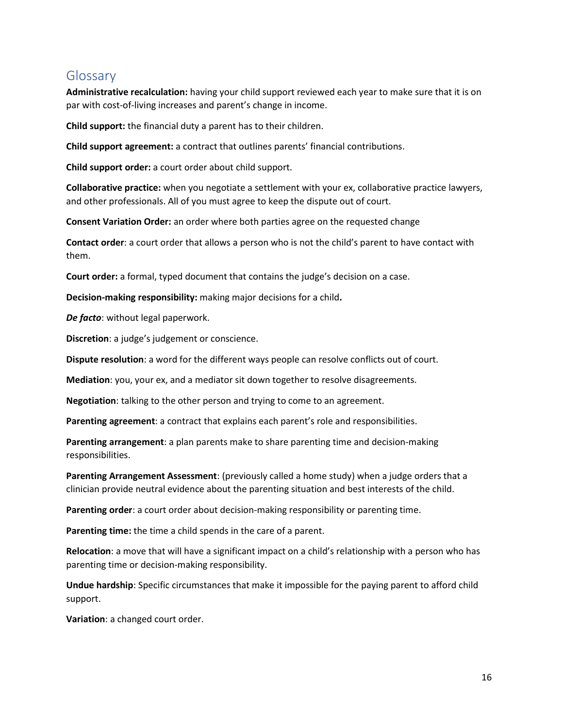## Glossary

**Administrative recalculation:** having your child support reviewed each year to make sure that it is on par with cost-of-living increases and parent's change in income.

**Child support:** the financial duty a parent has to their children.

**Child support agreement:** a contract that outlines parents' financial contributions.

**Child support order:** a court order about child support.

**Collaborative practice:** when you negotiate a settlement with your ex, collaborative practice lawyers, and other professionals. All of you must agree to keep the dispute out of court.

**Consent Variation Order:** an order where both parties agree on the requested change

**Contact order**: a court order that allows a person who is not the child's parent to have contact with them.

**Court order:** a formal, typed document that contains the judge's decision on a case.

**Decision-making responsibility:** making major decisions for a child**.**

***De facto***: without legal paperwork.

**Discretion**: a judge's judgement or conscience.

**Dispute resolution**: a word for the different ways people can resolve conflicts out of court.

**Mediation**: you, your ex, and a mediator sit down together to resolve disagreements.

**Negotiation**: talking to the other person and trying to come to an agreement.

**Parenting agreement**: a contract that explains each parent's role and responsibilities.

**Parenting arrangement**: a plan parents make to share parenting time and decision-making responsibilities.

**Parenting Arrangement Assessment**: (previously called a home study) when a judge orders that a clinician provide neutral evidence about the parenting situation and best interests of the child.

**Parenting order**: a court order about decision-making responsibility or parenting time.

**Parenting time:** the time a child spends in the care of a parent.

**Relocation**: a move that will have a significant impact on a child's relationship with a person who has parenting time or decision-making responsibility.

**Undue hardship**: Specific circumstances that make it impossible for the paying parent to afford child support.

**Variation**: a changed court order.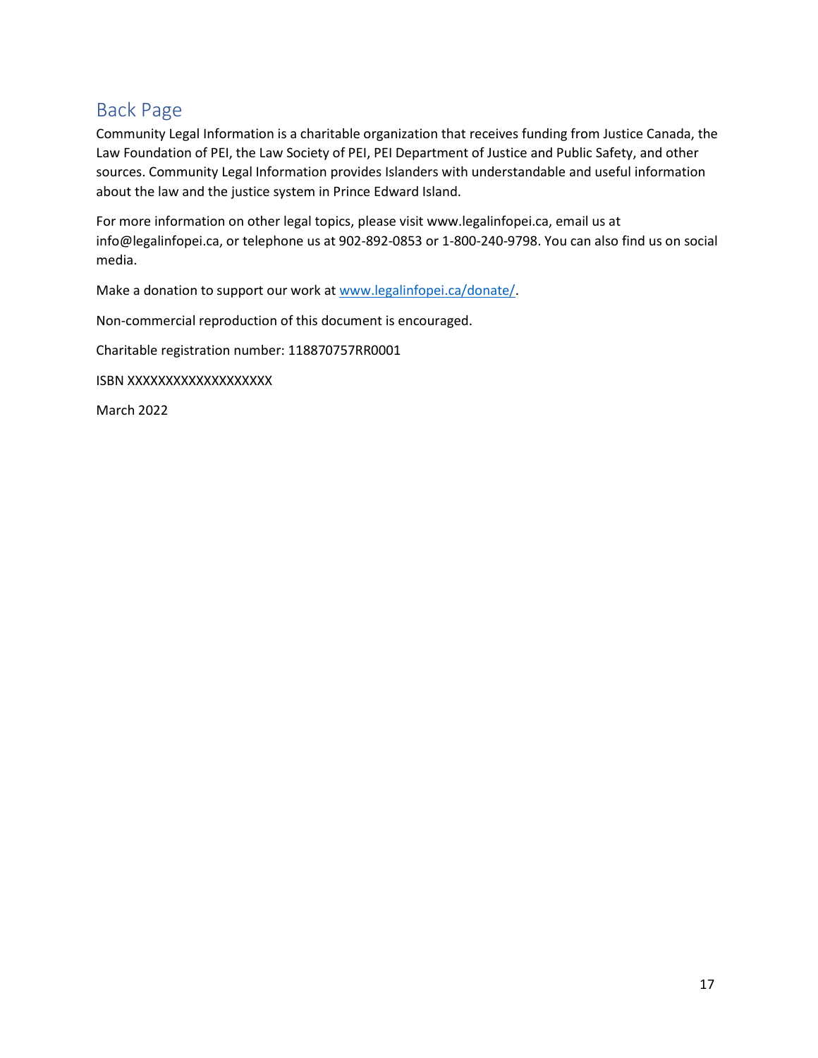## Back Page

Community Legal Information is a charitable organization that receives funding from Justice Canada, the Law Foundation of PEI, the Law Society of PEI, PEI Department of Justice and Public Safety, and other sources. Community Legal Information provides Islanders with understandable and useful information about the law and the justice system in Prince Edward Island.

For more information on other legal topics, please visit www.legalinfopei.ca, email us at info@legalinfopei.ca, or telephone us at 902-892-0853 or 1-800-240-9798. You can also find us on social media.

Make a donation to support our work at [www.legalinfopei.ca/donate/](www.legalinfopei.ca/donate/).

Non-commercial reproduction of this document is encouraged.

Charitable registration number: 118870757RR0001

ISBN XXXXXXXXXXXXXXXXXX

March 2022